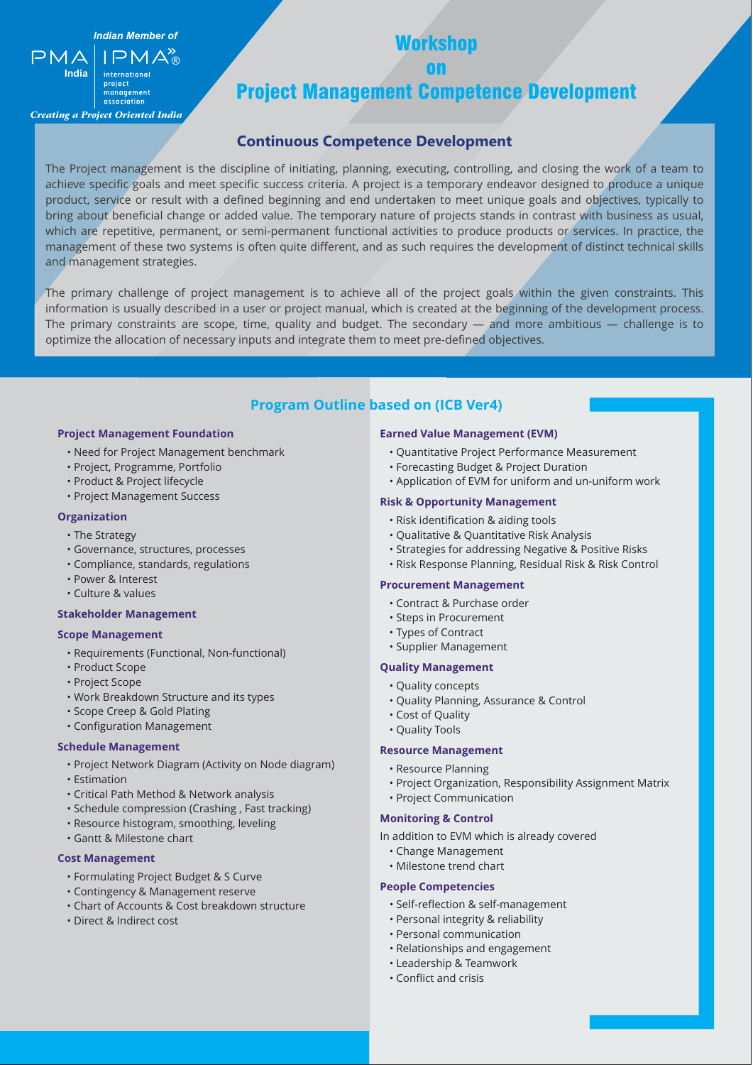Indian Member of

PMA India | IPMA® international project management association

*Creating a Project Oriented India*

# Workshop on Project Management Competence Development

## Continuous Competence Development

The Project management is the discipline of initiating, planning, executing, controlling, and closing the work of a team to achieve specific goals and meet specific success criteria. A project is a temporary endeavor designed to produce a unique product, service or result with a defined beginning and end undertaken to meet unique goals and objectives, typically to bring about beneficial change or added value. The temporary nature of projects stands in contrast with business as usual, which are repetitive, permanent, or semi-permanent functional activities to produce products or services. In practice, the management of these two systems is often quite different, and as such requires the development of distinct technical skills and management strategies.

The primary challenge of project management is to achieve all of the project goals within the given constraints. This information is usually described in a user or project manual, which is created at the beginning of the development process. The primary constraints are scope, time, quality and budget. The secondary — and more ambitious — challenge is to optimize the allocation of necessary inputs and integrate them to meet pre-defined objectives.

## Program Outline based on (ICB Ver4)

### Project Management Foundation

- Need for Project Management benchmark
- Project, Programme, Portfolio
- Product & Project lifecycle
- Project Management Success

### Organization

- The Strategy
- Governance, structures, processes
- Compliance, standards, regulations
- Power & Interest
- Culture & values

### Stakeholder Management

### Scope Management

- Requirements (Functional, Non-functional)
- Product Scope
- Project Scope
- Work Breakdown Structure and its types
- Scope Creep & Gold Plating
- Configuration Management

### Schedule Management

- Project Network Diagram (Activity on Node diagram)
- Estimation
- Critical Path Method & Network analysis
- Schedule compression (Crashing , Fast tracking)
- Resource histogram, smoothing, leveling
- Gantt & Milestone chart

### Cost Management

- Formulating Project Budget & S Curve
- Contingency & Management reserve
- Chart of Accounts & Cost breakdown structure
- Direct & Indirect cost

### Earned Value Management (EVM)

- Quantitative Project Performance Measurement
- Forecasting Budget & Project Duration
- Application of EVM for uniform and un-uniform work

### Risk & Opportunity Management

- Risk identification & aiding tools
- Qualitative & Quantitative Risk Analysis
- Strategies for addressing Negative & Positive Risks
- Risk Response Planning, Residual Risk & Risk Control

### Procurement Management

- Contract & Purchase order
- Steps in Procurement
- Types of Contract
- Supplier Management

### Quality Management

- Quality concepts
- Quality Planning, Assurance & Control
- Cost of Quality
- Quality Tools

### Resource Management

- Resource Planning
- Project Organization, Responsibility Assignment Matrix
- Project Communication

### Monitoring & Control

In addition to EVM which is already covered

- Change Management
- Milestone trend chart

### People Competencies

- Self-reflection & self-management
- Personal integrity & reliability
- Personal communication
- Relationships and engagement
- Leadership & Teamwork
- Conflict and crisis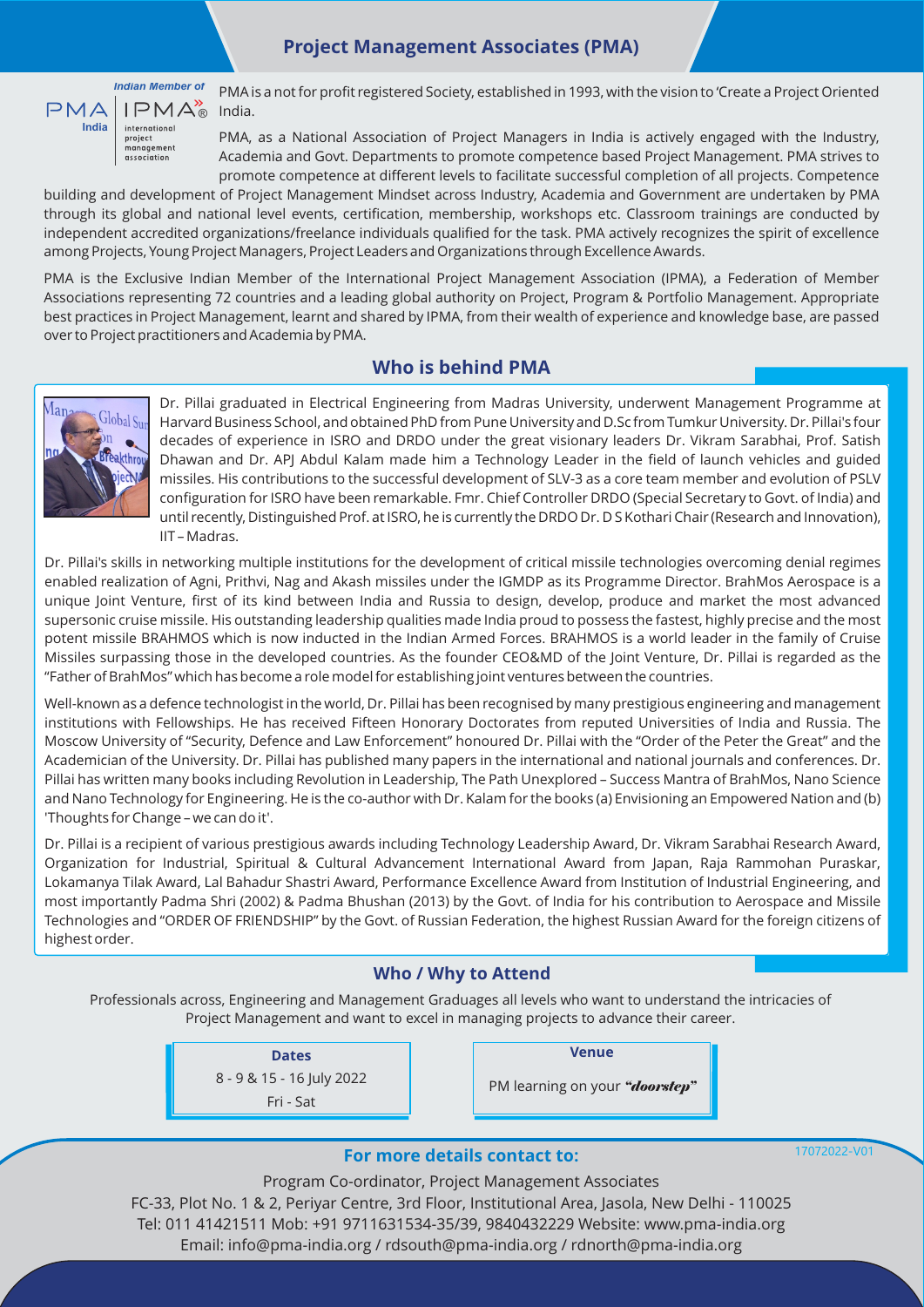## Project Management Associates (PMA)

PMA is a not for profit registered Society, established in 1993, with the vision to 'Create a Project Oriented India.

PMA, as a National Association of Project Managers in India is actively engaged with the Industry, Academia and Govt. Departments to promote competence based Project Management. PMA strives to promote competence at different levels to facilitate successful completion of all projects. Competence building and development of Project Management Mindset across Industry, Academia and Government are undertaken by PMA through its global and national level events, certification, membership, workshops etc. Classroom trainings are conducted by independent accredited organizations/freelance individuals qualified for the task. PMA actively recognizes the spirit of excellence among Projects, Young Project Managers, Project Leaders and Organizations through Excellence Awards.

PMA is the Exclusive Indian Member of the International Project Management Association (IPMA), a Federation of Member Associations representing 72 countries and a leading global authority on Project, Program & Portfolio Management. Appropriate best practices in Project Management, learnt and shared by IPMA, from their wealth of experience and knowledge base, are passed over to Project practitioners and Academia by PMA.

## Who is behind PMA

Dr. Pillai graduated in Electrical Engineering from Madras University, underwent Management Programme at Harvard Business School, and obtained PhD from Pune University and D.Sc from Tumkur University. Dr. Pillai's four decades of experience in ISRO and DRDO under the great visionary leaders Dr. Vikram Sarabhai, Prof. Satish Dhawan and Dr. APJ Abdul Kalam made him a Technology Leader in the field of launch vehicles and guided missiles. His contributions to the successful development of SLV-3 as a core team member and evolution of PSLV configuration for ISRO have been remarkable. Fmr. Chief Controller DRDO (Special Secretary to Govt. of India) and until recently, Distinguished Prof. at ISRO, he is currently the DRDO Dr. D S Kothari Chair (Research and Innovation), IIT – Madras.

Dr. Pillai's skills in networking multiple institutions for the development of critical missile technologies overcoming denial regimes enabled realization of Agni, Prithvi, Nag and Akash missiles under the IGMDP as its Programme Director. BrahMos Aerospace is a unique Joint Venture, first of its kind between India and Russia to design, develop, produce and market the most advanced supersonic cruise missile. His outstanding leadership qualities made India proud to possess the fastest, highly precise and the most potent missile BRAHMOS which is now inducted in the Indian Armed Forces. BRAHMOS is a world leader in the family of Cruise Missiles surpassing those in the developed countries. As the founder CEO&MD of the Joint Venture, Dr. Pillai is regarded as the "Father of BrahMos" which has become a role model for establishing joint ventures between the countries.

Well-known as a defence technologist in the world, Dr. Pillai has been recognised by many prestigious engineering and management institutions with Fellowships. He has received Fifteen Honorary Doctorates from reputed Universities of India and Russia. The Moscow University of "Security, Defence and Law Enforcement" honoured Dr. Pillai with the "Order of the Peter the Great" and the Academician of the University. Dr. Pillai has published many papers in the international and national journals and conferences. Dr. Pillai has written many books including Revolution in Leadership, The Path Unexplored – Success Mantra of BrahMos, Nano Science and Nano Technology for Engineering. He is the co-author with Dr. Kalam for the books (a) Envisioning an Empowered Nation and (b) 'Thoughts for Change – we can do it'.

Dr. Pillai is a recipient of various prestigious awards including Technology Leadership Award, Dr. Vikram Sarabhai Research Award, Organization for Industrial, Spiritual & Cultural Advancement International Award from Japan, Raja Rammohan Puraskar, Lokamanya Tilak Award, Lal Bahadur Shastri Award, Performance Excellence Award from Institution of Industrial Engineering, and most importantly Padma Shri (2002) & Padma Bhushan (2013) by the Govt. of India for his contribution to Aerospace and Missile Technologies and "ORDER OF FRIENDSHIP" by the Govt. of Russian Federation, the highest Russian Award for the foreign citizens of highest order.

## Who / Why to Attend

Professionals across, Engineering and Management Graduages all levels who want to understand the intricacies of Project Management and want to excel in managing projects to advance their career.

**Dates**

8 - 9 & 15 - 16 July 2022

Fri - Sat

**Venue**

PM learning on your ***"doorstep"***

### For more details contact to:

17072022-V01

Program Co-ordinator, Project Management Associates

FC-33, Plot No. 1 & 2, Periyar Centre, 3rd Floor, Institutional Area, Jasola, New Delhi - 110025

Tel: 011 41421511 Mob: +91 9711631534-35/39, 9840432229 Website: www.pma-india.org

Email: info@pma-india.org / rdsouth@pma-india.org / rdnorth@pma-india.org